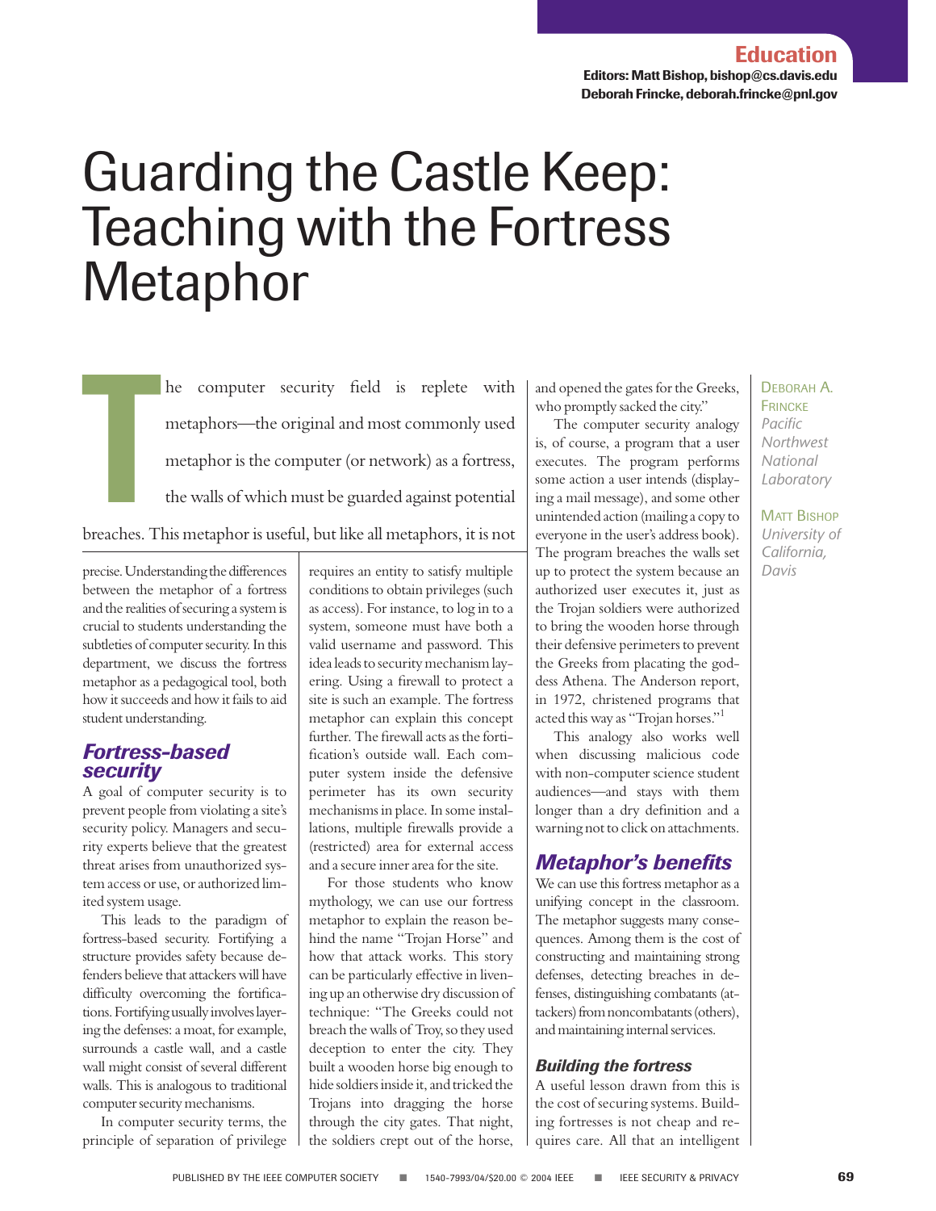Education

Editors: Matt Bishop, bishop@cs.davis.edu
Deborah Frincke, deborah.frincke@pnl.gov

# Guarding the Castle Keep: Teaching with the Fortress Metaphor

Deborah A. Frincke
*Pacific Northwest National Laboratory*

Matt Bishop
*University of California, Davis*

The computer security field is replete with metaphors—the original and most commonly used metaphor is the computer (or network) as a fortress, the walls of which must be guarded against potential breaches. This metaphor is useful, but like all metaphors, it is not precise. Understanding the differences between the metaphor of a fortress and the realities of securing a system is crucial to students understanding the subtleties of computer security. In this department, we discuss the fortress metaphor as a pedagogical tool, both how it succeeds and how it fails to aid student understanding.

## Fortress-based security

A goal of computer security is to prevent people from violating a site's security policy. Managers and security experts believe that the greatest threat arises from unauthorized system access or use, or authorized limited system usage.

This leads to the paradigm of fortress-based security. Fortifying a structure provides safety because defenders believe that attackers will have difficulty overcoming the fortifications. Fortifying usually involves layering the defenses: a moat, for example, surrounds a castle wall, and a castle wall might consist of several different walls. This is analogous to traditional computer security mechanisms.

In computer security terms, the principle of separation of privilege requires an entity to satisfy multiple conditions to obtain privileges (such as access). For instance, to log in to a system, someone must have both a valid username and password. This idea leads to security mechanism layering. Using a firewall to protect a site is such an example. The fortress metaphor can explain this concept further. The firewall acts as the fortification's outside wall. Each computer system inside the defensive perimeter has its own security mechanisms in place. In some installations, multiple firewalls provide a (restricted) area for external access and a secure inner area for the site.

For those students who know mythology, we can use our fortress metaphor to explain the reason behind the name "Trojan Horse" and how that attack works. This story can be particularly effective in livening up an otherwise dry discussion of technique: "The Greeks could not breach the walls of Troy, so they used deception to enter the city. They built a wooden horse big enough to hide soldiers inside it, and tricked the Trojans into dragging the horse through the city gates. That night, the soldiers crept out of the horse, and opened the gates for the Greeks, who promptly sacked the city."

The computer security analogy is, of course, a program that a user executes. The program performs some action a user intends (displaying a mail message), and some other unintended action (mailing a copy to everyone in the user's address book). The program breaches the walls set up to protect the system because an authorized user executes it, just as the Trojan soldiers were authorized to bring the wooden horse through their defensive perimeters to prevent the Greeks from placating the goddess Athena. The Anderson report, in 1972, christened programs that acted this way as "Trojan horses."[1]

This analogy also works well when discussing malicious code with non-computer science student audiences—and stays with them longer than a dry definition and a warning not to click on attachments.

## Metaphor's benefits

We can use this fortress metaphor as a unifying concept in the classroom. The metaphor suggests many consequences. Among them is the cost of constructing and maintaining strong defenses, detecting breaches in defenses, distinguishing combatants (attackers) from noncombatants (others), and maintaining internal services.

### Building the fortress

A useful lesson drawn from this is the cost of securing systems. Building fortresses is not cheap and requires care. All that an intelligent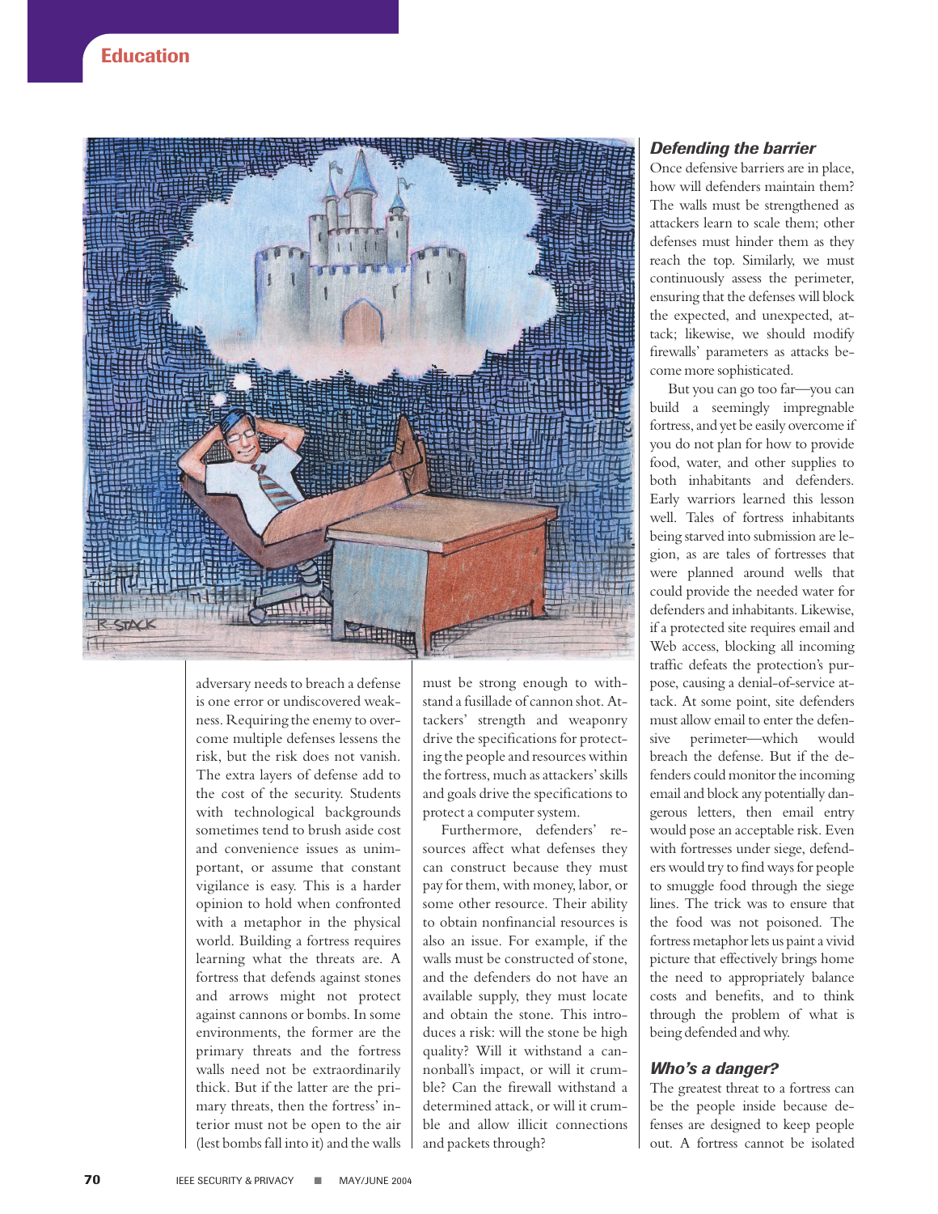adversary needs to breach a defense is one error or undiscovered weakness. Requiring the enemy to overcome multiple defenses lessens the risk, but the risk does not vanish. The extra layers of defense add to the cost of the security. Students with technological backgrounds sometimes tend to brush aside cost and convenience issues as unimportant, or assume that constant vigilance is easy. This is a harder opinion to hold when confronted with a metaphor in the physical world. Building a fortress requires learning what the threats are. A fortress that defends against stones and arrows might not protect against cannons or bombs. In some environments, the former are the primary threats and the fortress walls need not be extraordinarily thick. But if the latter are the primary threats, then the fortress' interior must not be open to the air (lest bombs fall into it) and the walls must be strong enough to withstand a fusillade of cannon shot. Attackers' strength and weaponry drive the specifications for protecting the people and resources within the fortress, much as attackers' skills and goals drive the specifications to protect a computer system.

Furthermore, defenders' resources affect what defenses they can construct because they must pay for them, with money, labor, or some other resource. Their ability to obtain nonfinancial resources is also an issue. For example, if the walls must be constructed of stone, and the defenders do not have an available supply, they must locate and obtain the stone. This introduces a risk: will the stone be high quality? Will it withstand a cannonball's impact, or will it crumble? Can the firewall withstand a determined attack, or will it crumble and allow illicit connections and packets through?

### Defending the barrier

Once defensive barriers are in place, how will defenders maintain them? The walls must be strengthened as attackers learn to scale them; other defenses must hinder them as they reach the top. Similarly, we must continuously assess the perimeter, ensuring that the defenses will block the expected, and unexpected, attack; likewise, we should modify firewalls' parameters as attacks become more sophisticated.

But you can go too far—you can build a seemingly impregnable fortress, and yet be easily overcome if you do not plan for how to provide food, water, and other supplies to both inhabitants and defenders. Early warriors learned this lesson well. Tales of fortress inhabitants being starved into submission are legion, as are tales of fortresses that were planned around wells that could provide the needed water for defenders and inhabitants. Likewise, if a protected site requires email and Web access, blocking all incoming traffic defeats the protection's purpose, causing a denial-of-service attack. At some point, site defenders must allow email to enter the defensive perimeter—which would breach the defense. But if the defenders could monitor the incoming email and block any potentially dangerous letters, then email entry would pose an acceptable risk. Even with fortresses under siege, defenders would try to find ways for people to smuggle food through the siege lines. The trick was to ensure that the food was not poisoned. The fortress metaphor lets us paint a vivid picture that effectively brings home the need to appropriately balance costs and benefits, and to think through the problem of what is being defended and why.

### Who's a danger?

The greatest threat to a fortress can be the people inside because defenses are designed to keep people out. A fortress cannot be isolated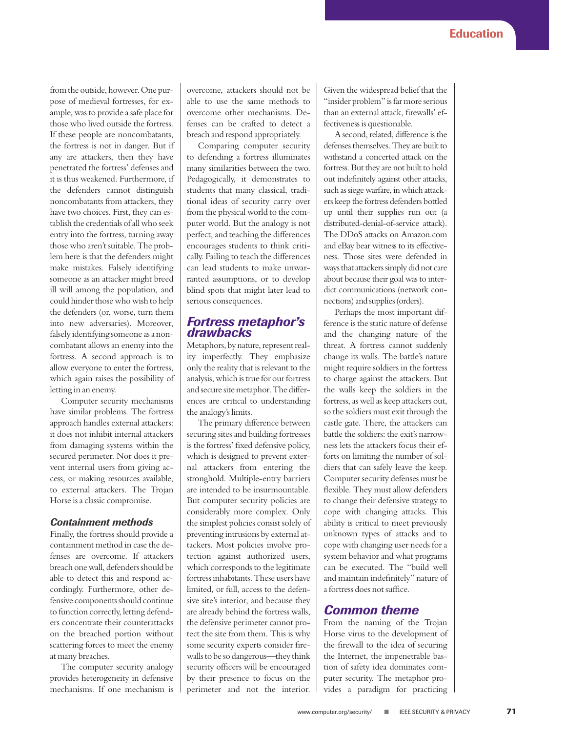from the outside, however. One purpose of medieval fortresses, for example, was to provide a safe place for those who lived outside the fortress. If these people are noncombatants, the fortress is not in danger. But if any are attackers, then they have penetrated the fortress' defenses and it is thus weakened. Furthermore, if the defenders cannot distinguish noncombatants from attackers, they have two choices. First, they can establish the credentials of all who seek entry into the fortress, turning away those who aren't suitable. The problem here is that the defenders might make mistakes. Falsely identifying someone as an attacker might breed ill will among the population, and could hinder those who wish to help the defenders (or, worse, turn them into new adversaries). Moreover, falsely identifying someone as a noncombatant allows an enemy into the fortress. A second approach is to allow everyone to enter the fortress, which again raises the possibility of letting in an enemy.

Computer security mechanisms have similar problems. The fortress approach handles external attackers: it does not inhibit internal attackers from damaging systems within the secured perimeter. Nor does it prevent internal users from giving access, or making resources available, to external attackers. The Trojan Horse is a classic compromise.

### Containment methods

Finally, the fortress should provide a containment method in case the defenses are overcome. If attackers breach one wall, defenders should be able to detect this and respond accordingly. Furthermore, other defensive components should continue to function correctly, letting defenders concentrate their counterattacks on the breached portion without scattering forces to meet the enemy at many breaches.

The computer security analogy provides heterogeneity in defensive mechanisms. If one mechanism is overcome, attackers should not be able to use the same methods to overcome other mechanisms. Defenses can be crafted to detect a breach and respond appropriately.

Comparing computer security to defending a fortress illuminates many similarities between the two. Pedagogically, it demonstrates to students that many classical, traditional ideas of security carry over from the physical world to the computer world. But the analogy is not perfect, and teaching the differences encourages students to think critically. Failing to teach the differences can lead students to make unwarranted assumptions, or to develop blind spots that might later lead to serious consequences.

## Fortress metaphor's drawbacks

Metaphors, by nature, represent reality imperfectly. They emphasize only the reality that is relevant to the analysis, which is true for our fortress and secure site metaphor. The differences are critical to understanding the analogy's limits.

The primary difference between securing sites and building fortresses is the fortress' fixed defensive policy, which is designed to prevent external attackers from entering the stronghold. Multiple-entry barriers are intended to be insurmountable. But computer security policies are considerably more complex. Only the simplest policies consist solely of preventing intrusions by external attackers. Most policies involve protection against authorized users, which corresponds to the legitimate fortress inhabitants. These users have limited, or full, access to the defensive site's interior, and because they are already behind the fortress walls, the defensive perimeter cannot protect the site from them. This is why some security experts consider firewalls to be so dangerous—they think security officers will be encouraged by their presence to focus on the perimeter and not the interior. Given the widespread belief that the "insider problem" is far more serious than an external attack, firewalls' effectiveness is questionable.

A second, related, difference is the defenses themselves. They are built to withstand a concerted attack on the fortress. But they are not built to hold out indefinitely against other attacks, such as siege warfare, in which attackers keep the fortress defenders bottled up until their supplies run out (a distributed-denial-of-service attack). The DDoS attacks on Amazon.com and eBay bear witness to its effectiveness. Those sites were defended in ways that attackers simply did not care about because their goal was to interdict communications (network connections) and supplies (orders).

Perhaps the most important difference is the static nature of defense and the changing nature of the threat. A fortress cannot suddenly change its walls. The battle's nature might require soldiers in the fortress to charge against the attackers. But the walls keep the soldiers in the fortress, as well as keep attackers out, so the soldiers must exit through the castle gate. There, the attackers can battle the soldiers: the exit's narrowness lets the attackers focus their efforts on limiting the number of soldiers that can safely leave the keep. Computer security defenses must be flexible. They must allow defenders to change their defensive strategy to cope with changing attacks. This ability is critical to meet previously unknown types of attacks and to cope with changing user needs for a system behavior and what programs can be executed. The "build well and maintain indefinitely" nature of a fortress does not suffice.

## Common theme

From the naming of the Trojan Horse virus to the development of the firewall to the idea of securing the Internet, the impenetrable bastion of safety idea dominates computer security. The metaphor provides a paradigm for practicing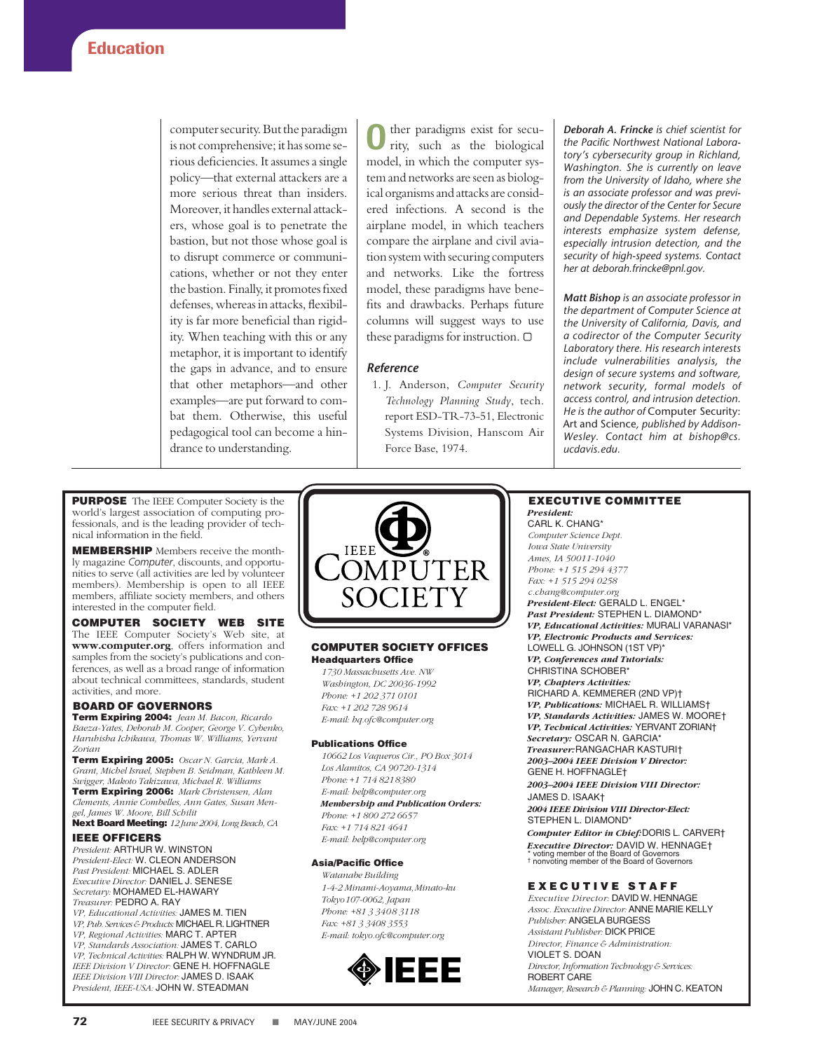computer security. But the paradigm is not comprehensive; it has some serious deficiencies. It assumes a single policy—that external attackers are a more serious threat than insiders. Moreover, it handles external attackers, whose goal is to penetrate the bastion, but not those whose goal is to disrupt commerce or communications, whether or not they enter the bastion. Finally, it promotes fixed defenses, whereas in attacks, flexibility is far more beneficial than rigidity. When teaching with this or any metaphor, it is important to identify the gaps in advance, and to ensure that other metaphors—and other examples—are put forward to combat them. Otherwise, this useful pedagogical tool can become a hindrance to understanding.

Other paradigms exist for security, such as the biological model, in which the computer system and networks are seen as biological organisms and attacks are considered infections. A second is the airplane model, in which teachers compare the airplane and civil aviation system with securing computers and networks. Like the fortress model, these paradigms have benefits and drawbacks. Perhaps future columns will suggest ways to use these paradigms for instruction. ▢

### Reference

1. J. Anderson, *Computer Security Technology Planning Study*, tech. report ESD-TR-73-51, Electronic Systems Division, Hanscom Air Force Base, 1974.

***Deborah A. Frincke** is chief scientist for the Pacific Northwest National Laboratory's cybersecurity group in Richland, Washington. She is currently on leave from the University of Idaho, where she is an associate professor and was previously the director of the Center for Secure and Dependable Systems. Her research interests emphasize system defense, especially intrusion detection, and the security of high-speed systems. Contact her at deborah.frincke@pnl.gov.*

***Matt Bishop** is an associate professor in the department of Computer Science at the University of California, Davis, and a codirector of the Computer Security Laboratory there. His research interests include vulnerabilities analysis, the design of secure systems and software, network security, formal models of access control, and intrusion detection. He is the author of* Computer Security: Art and Science, *published by Addison-Wesley. Contact him at bishop@cs.ucdavis.edu.*

---

**PURPOSE** The IEEE Computer Society is the world's largest association of computing professionals, and is the leading provider of technical information in the field.

**MEMBERSHIP** Members receive the monthly magazine *Computer*, discounts, and opportunities to serve (all activities are led by volunteer members). Membership is open to all IEEE members, affiliate society members, and others interested in the computer field.

**COMPUTER SOCIETY WEB SITE** The IEEE Computer Society's Web site, at **www.computer.org**, offers information and samples from the society's publications and conferences, as well as a broad range of information about technical committees, standards, student activities, and more.

**BOARD OF GOVERNORS**

**Term Expiring 2004:** *Jean M. Bacon, Ricardo Baeza-Yates, Deborah M. Cooper, George V. Cybenko, Haruhisha Ichikawa, Thomas W. Williams, Yervant Zorian*

**Term Expiring 2005:** *Oscar N. Garcia, Mark A. Grant, Michel Israel, Stephen B. Seidman, Kathleen M. Swigger, Makoto Takizawa, Michael R. Williams*

**Term Expiring 2006:** *Mark Christensen, Alan Clements, Annie Combelles, Ann Gates, Susan Mengel, James W. Moore, Bill Schilit*

**Next Board Meeting:** *12 June 2004, Long Beach, CA*

**IEEE OFFICERS**

*President:* ARTHUR W. WINSTON
*President-Elect:* W. CLEON ANDERSON
*Past President:* MICHAEL S. ADLER
*Executive Director:* DANIEL J. SENESE
*Secretary:* MOHAMED EL-HAWARY
*Treasurer:* PEDRO A. RAY
*VP, Educational Activities:* JAMES M. TIEN
*VP, Pub. Services & Products:* MICHAEL R. LIGHTNER
*VP, Regional Activities:* MARC T. APTER
*VP, Standards Association:* JAMES T. CARLO
*VP, Technical Activities:* RALPH W. WYNDRUM JR.
*IEEE Division V Director:* GENE H. HOFFNAGLE
*IEEE Division VIII Director:* JAMES D. ISAAK
*President, IEEE-USA:* JOHN W. STEADMAN

IEEE COMPUTER SOCIETY

**COMPUTER SOCIETY OFFICES**

**Headquarters Office**
*1730 Massachusetts Ave. NW*
*Washington, DC 20036-1992*
*Phone: +1 202 371 0101*
*Fax: +1 202 728 9614*
*E-mail: hq.ofc@computer.org*

**Publications Office**
*10662 Los Vaqueros Cir., PO Box 3014*
*Los Alamitos, CA 90720-1314*
*Phone: +1 714 821 8380*
*E-mail: help@computer.org*
***Membership and Publication Orders:***
*Phone: +1 800 272 6657*
*Fax: +1 714 821 4641*
*E-mail: help@computer.org*

**Asia/Pacific Office**
*Watanabe Building*
*1-4-2 Minami-Aoyama, Minato-ku*
*Tokyo 107-0062, Japan*
*Phone: +81 3 3408 3118*
*Fax: +81 3 3408 3553*
*E-mail: tokyo.ofc@computer.org*

IEEE

**EXECUTIVE COMMITTEE**

***President:***
CARL K. CHANG*
*Computer Science Dept.*
*Iowa State University*
*Ames, IA 50011-1040*
*Phone: +1 515 294 4377*
*Fax: +1 515 294 0258*
*c.chang@computer.org*

***President-Elect:*** GERALD L. ENGEL*
***Past President:*** STEPHEN L. DIAMOND*
***VP, Educational Activities:*** MURALI VARANASI*
***VP, Electronic Products and Services:*** LOWELL G. JOHNSON (1ST VP)*
***VP, Conferences and Tutorials:*** CHRISTINA SCHOBER*
***VP, Chapters Activities:*** RICHARD A. KEMMERER (2ND VP)†
***VP, Publications:*** MICHAEL R. WILLIAMS†
***VP, Standards Activities:*** JAMES W. MOORE†
***VP, Technical Activities:*** YERVANT ZORIAN†
***Secretary:*** OSCAR N. GARCIA*
***Treasurer:*** RANGACHAR KASTURI†
***2003–2004 IEEE Division V Director:*** GENE H. HOFFNAGLE†
***2003–2004 IEEE Division VIII Director:*** JAMES D. ISAAK†
***2004 IEEE Division VIII Director-Elect:*** STEPHEN L. DIAMOND*
***Computer Editor in Chief:*** DORIS L. CARVER†
***Executive Director:*** DAVID W. HENNAGE†

\* voting member of the Board of Governors
† nonvoting member of the Board of Governors

**EXECUTIVE STAFF**

*Executive Director:* DAVID W. HENNAGE
*Assoc. Executive Director:* ANNE MARIE KELLY
*Publisher:* ANGELA BURGESS
*Assistant Publisher:* DICK PRICE
*Director, Finance & Administration:* VIOLET S. DOAN
*Director, Information Technology & Services:* ROBERT CARE
*Manager, Research & Planning:* JOHN C. KEATON